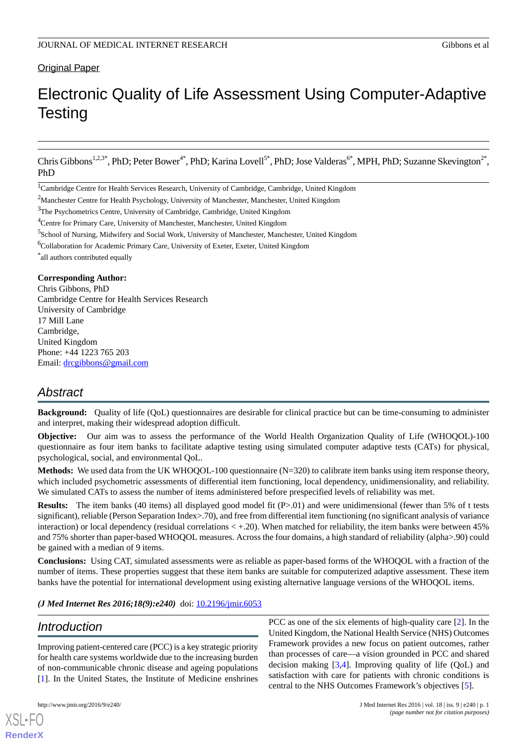Original Paper

# Electronic Quality of Life Assessment Using Computer-Adaptive Testing

Chris Gibbons[1,2,3*], PhD; Peter Bower[4*], PhD; Karina Lovell[5*], PhD; Jose Valderas[6*], MPH, PhD; Suzanne Skevington[2*], PhD

[1]Cambridge Centre for Health Services Research, University of Cambridge, Cambridge, United Kingdom

[2]Manchester Centre for Health Psychology, University of Manchester, Manchester, United Kingdom

[3]The Psychometrics Centre, University of Cambridge, Cambridge, United Kingdom

[4]Centre for Primary Care, University of Manchester, Manchester, United Kingdom

[5]School of Nursing, Midwifery and Social Work, University of Manchester, Manchester, United Kingdom

[6]Collaboration for Academic Primary Care, University of Exeter, Exeter, United Kingdom

[*]all authors contributed equally

**Corresponding Author:**
Chris Gibbons, PhD
Cambridge Centre for Health Services Research
University of Cambridge
17 Mill Lane
Cambridge,
United Kingdom
Phone: +44 1223 765 203
Email: drcgibbons@gmail.com

## Abstract

**Background:** Quality of life (QoL) questionnaires are desirable for clinical practice but can be time-consuming to administer and interpret, making their widespread adoption difficult.

**Objective:** Our aim was to assess the performance of the World Health Organization Quality of Life (WHOQOL)-100 questionnaire as four item banks to facilitate adaptive testing using simulated computer adaptive tests (CATs) for physical, psychological, social, and environmental QoL.

**Methods:** We used data from the UK WHOQOL-100 questionnaire (N=320) to calibrate item banks using item response theory, which included psychometric assessments of differential item functioning, local dependency, unidimensionality, and reliability. We simulated CATs to assess the number of items administered before prespecified levels of reliability was met.

**Results:** The item banks (40 items) all displayed good model fit (P>.01) and were unidimensional (fewer than 5% of t tests significant), reliable (Person Separation Index>.70), and free from differential item functioning (no significant analysis of variance interaction) or local dependency (residual correlations < +.20). When matched for reliability, the item banks were between 45% and 75% shorter than paper-based WHOQOL measures. Across the four domains, a high standard of reliability (alpha>.90) could be gained with a median of 9 items.

**Conclusions:** Using CAT, simulated assessments were as reliable as paper-based forms of the WHOQOL with a fraction of the number of items. These properties suggest that these item banks are suitable for computerized adaptive assessment. These item banks have the potential for international development using existing alternative language versions of the WHOQOL items.

***(J Med Internet Res 2016;18(9):e240)*** doi: 10.2196/jmir.6053

## Introduction

Improving patient-centered care (PCC) is a key strategic priority for health care systems worldwide due to the increasing burden of non-communicable chronic disease and ageing populations [1]. In the United States, the Institute of Medicine enshrines PCC as one of the six elements of high-quality care [2]. In the United Kingdom, the National Health Service (NHS) Outcomes Framework provides a new focus on patient outcomes, rather than processes of care—a vision grounded in PCC and shared decision making [3,4]. Improving quality of life (QoL) and satisfaction with care for patients with chronic conditions is central to the NHS Outcomes Framework's objectives [5].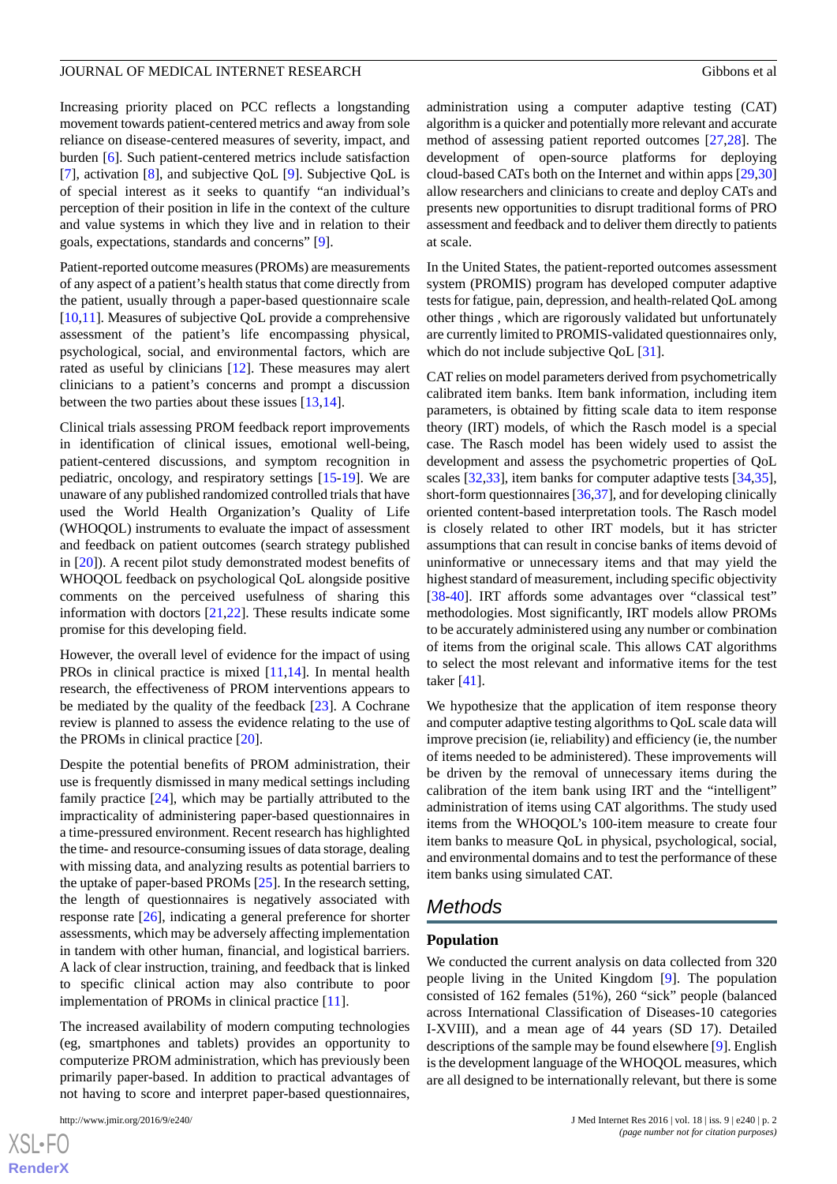Increasing priority placed on PCC reflects a longstanding movement towards patient-centered metrics and away from sole reliance on disease-centered measures of severity, impact, and burden [6]. Such patient-centered metrics include satisfaction [7], activation [8], and subjective QoL [9]. Subjective QoL is of special interest as it seeks to quantify "an individual's perception of their position in life in the context of the culture and value systems in which they live and in relation to their goals, expectations, standards and concerns" [9].

Patient-reported outcome measures (PROMs) are measurements of any aspect of a patient's health status that come directly from the patient, usually through a paper-based questionnaire scale [10,11]. Measures of subjective QoL provide a comprehensive assessment of the patient's life encompassing physical, psychological, social, and environmental factors, which are rated as useful by clinicians [12]. These measures may alert clinicians to a patient's concerns and prompt a discussion between the two parties about these issues [13,14].

Clinical trials assessing PROM feedback report improvements in identification of clinical issues, emotional well-being, patient-centered discussions, and symptom recognition in pediatric, oncology, and respiratory settings [15-19]. We are unaware of any published randomized controlled trials that have used the World Health Organization's Quality of Life (WHOQOL) instruments to evaluate the impact of assessment and feedback on patient outcomes (search strategy published in [20]). A recent pilot study demonstrated modest benefits of WHOQOL feedback on psychological QoL alongside positive comments on the perceived usefulness of sharing this information with doctors [21,22]. These results indicate some promise for this developing field.

However, the overall level of evidence for the impact of using PROs in clinical practice is mixed [11,14]. In mental health research, the effectiveness of PROM interventions appears to be mediated by the quality of the feedback [23]. A Cochrane review is planned to assess the evidence relating to the use of the PROMs in clinical practice [20].

Despite the potential benefits of PROM administration, their use is frequently dismissed in many medical settings including family practice [24], which may be partially attributed to the impracticality of administering paper-based questionnaires in a time-pressured environment. Recent research has highlighted the time- and resource-consuming issues of data storage, dealing with missing data, and analyzing results as potential barriers to the uptake of paper-based PROMs [25]. In the research setting, the length of questionnaires is negatively associated with response rate [26], indicating a general preference for shorter assessments, which may be adversely affecting implementation in tandem with other human, financial, and logistical barriers. A lack of clear instruction, training, and feedback that is linked to specific clinical action may also contribute to poor implementation of PROMs in clinical practice [11].

The increased availability of modern computing technologies (eg, smartphones and tablets) provides an opportunity to computerize PROM administration, which has previously been primarily paper-based. In addition to practical advantages of not having to score and interpret paper-based questionnaires, administration using a computer adaptive testing (CAT) algorithm is a quicker and potentially more relevant and accurate method of assessing patient reported outcomes [27,28]. The development of open-source platforms for deploying cloud-based CATs both on the Internet and within apps [29,30] allow researchers and clinicians to create and deploy CATs and presents new opportunities to disrupt traditional forms of PRO assessment and feedback and to deliver them directly to patients at scale.

In the United States, the patient-reported outcomes assessment system (PROMIS) program has developed computer adaptive tests for fatigue, pain, depression, and health-related QoL among other things , which are rigorously validated but unfortunately are currently limited to PROMIS-validated questionnaires only, which do not include subjective QoL [31].

CAT relies on model parameters derived from psychometrically calibrated item banks. Item bank information, including item parameters, is obtained by fitting scale data to item response theory (IRT) models, of which the Rasch model is a special case. The Rasch model has been widely used to assist the development and assess the psychometric properties of QoL scales [32,33], item banks for computer adaptive tests [34,35], short-form questionnaires [36,37], and for developing clinically oriented content-based interpretation tools. The Rasch model is closely related to other IRT models, but it has stricter assumptions that can result in concise banks of items devoid of uninformative or unnecessary items and that may yield the highest standard of measurement, including specific objectivity [38-40]. IRT affords some advantages over "classical test" methodologies. Most significantly, IRT models allow PROMs to be accurately administered using any number or combination of items from the original scale. This allows CAT algorithms to select the most relevant and informative items for the test taker [41].

We hypothesize that the application of item response theory and computer adaptive testing algorithms to QoL scale data will improve precision (ie, reliability) and efficiency (ie, the number of items needed to be administered). These improvements will be driven by the removal of unnecessary items during the calibration of the item bank using IRT and the "intelligent" administration of items using CAT algorithms. The study used items from the WHOQOL's 100-item measure to create four item banks to measure QoL in physical, psychological, social, and environmental domains and to test the performance of these item banks using simulated CAT.

## Methods

### Population

We conducted the current analysis on data collected from 320 people living in the United Kingdom [9]. The population consisted of 162 females (51%), 260 "sick" people (balanced across International Classification of Diseases-10 categories I-XVIII), and a mean age of 44 years (SD 17). Detailed descriptions of the sample may be found elsewhere [9]. English is the development language of the WHOQOL measures, which are all designed to be internationally relevant, but there is some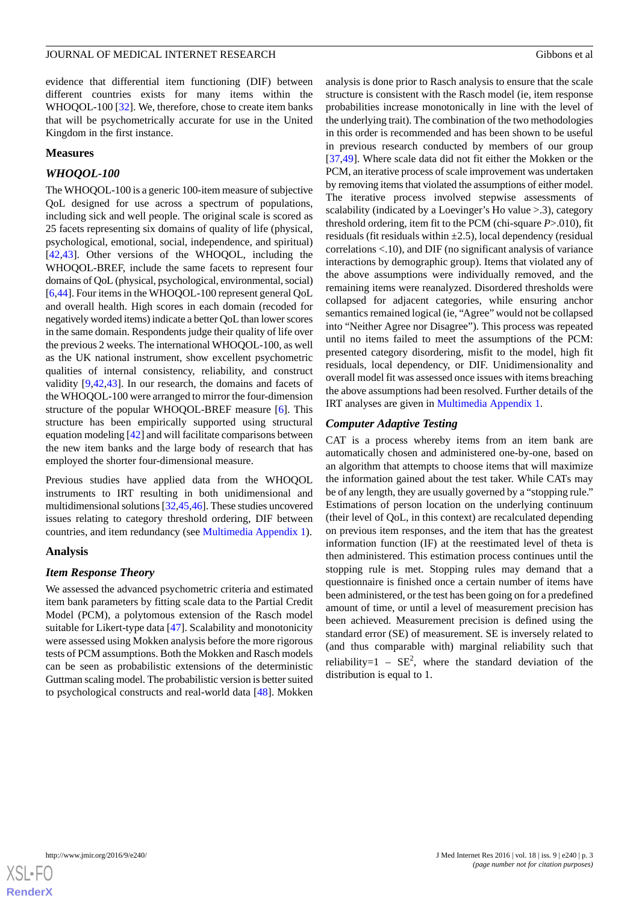evidence that differential item functioning (DIF) between different countries exists for many items within the WHOQOL-100 [32]. We, therefore, chose to create item banks that will be psychometrically accurate for use in the United Kingdom in the first instance.

## Measures

### *WHOQOL-100*

The WHOQOL-100 is a generic 100-item measure of subjective QoL designed for use across a spectrum of populations, including sick and well people. The original scale is scored as 25 facets representing six domains of quality of life (physical, psychological, emotional, social, independence, and spiritual) [42,43]. Other versions of the WHOQOL, including the WHOQOL-BREF, include the same facets to represent four domains of QoL (physical, psychological, environmental, social) [6,44]. Four items in the WHOQOL-100 represent general QoL and overall health. High scores in each domain (recoded for negatively worded items) indicate a better QoL than lower scores in the same domain. Respondents judge their quality of life over the previous 2 weeks. The international WHOQOL-100, as well as the UK national instrument, show excellent psychometric qualities of internal consistency, reliability, and construct validity [9,42,43]. In our research, the domains and facets of the WHOQOL-100 were arranged to mirror the four-dimension structure of the popular WHOQOL-BREF measure [6]. This structure has been empirically supported using structural equation modeling [42] and will facilitate comparisons between the new item banks and the large body of research that has employed the shorter four-dimensional measure.

Previous studies have applied data from the WHOQOL instruments to IRT resulting in both unidimensional and multidimensional solutions [32,45,46]. These studies uncovered issues relating to category threshold ordering, DIF between countries, and item redundancy (see Multimedia Appendix 1).

## Analysis

### *Item Response Theory*

We assessed the advanced psychometric criteria and estimated item bank parameters by fitting scale data to the Partial Credit Model (PCM), a polytomous extension of the Rasch model suitable for Likert-type data [47]. Scalability and monotonicity were assessed using Mokken analysis before the more rigorous tests of PCM assumptions. Both the Mokken and Rasch models can be seen as probabilistic extensions of the deterministic Guttman scaling model. The probabilistic version is better suited to psychological constructs and real-world data [48]. Mokken analysis is done prior to Rasch analysis to ensure that the scale structure is consistent with the Rasch model (ie, item response probabilities increase monotonically in line with the level of the underlying trait). The combination of the two methodologies in this order is recommended and has been shown to be useful in previous research conducted by members of our group [37,49]. Where scale data did not fit either the Mokken or the PCM, an iterative process of scale improvement was undertaken by removing items that violated the assumptions of either model. The iterative process involved stepwise assessments of scalability (indicated by a Loevinger's Ho value >.3), category threshold ordering, item fit to the PCM (chi-square $P$>.010), fit residuals (fit residuals within ±2.5), local dependency (residual correlations <.10), and DIF (no significant analysis of variance interactions by demographic group). Items that violated any of the above assumptions were individually removed, and the remaining items were reanalyzed. Disordered thresholds were collapsed for adjacent categories, while ensuring anchor semantics remained logical (ie, "Agree" would not be collapsed into "Neither Agree nor Disagree"). This process was repeated until no items failed to meet the assumptions of the PCM: presented category disordering, misfit to the model, high fit residuals, local dependency, or DIF. Unidimensionality and overall model fit was assessed once issues with items breaching the above assumptions had been resolved. Further details of the IRT analyses are given in Multimedia Appendix 1.

### *Computer Adaptive Testing*

CAT is a process whereby items from an item bank are automatically chosen and administered one-by-one, based on an algorithm that attempts to choose items that will maximize the information gained about the test taker. While CATs may be of any length, they are usually governed by a "stopping rule." Estimations of person location on the underlying continuum (their level of QoL, in this context) are recalculated depending on previous item responses, and the item that has the greatest information function (IF) at the reestimated level of theta is then administered. This estimation process continues until the stopping rule is met. Stopping rules may demand that a questionnaire is finished once a certain number of items have been administered, or the test has been going on for a predefined amount of time, or until a level of measurement precision has been achieved. Measurement precision is defined using the standard error (SE) of measurement. SE is inversely related to (and thus comparable with) marginal reliability such that reliability=1 – $SE^2$, where the standard deviation of the distribution is equal to 1.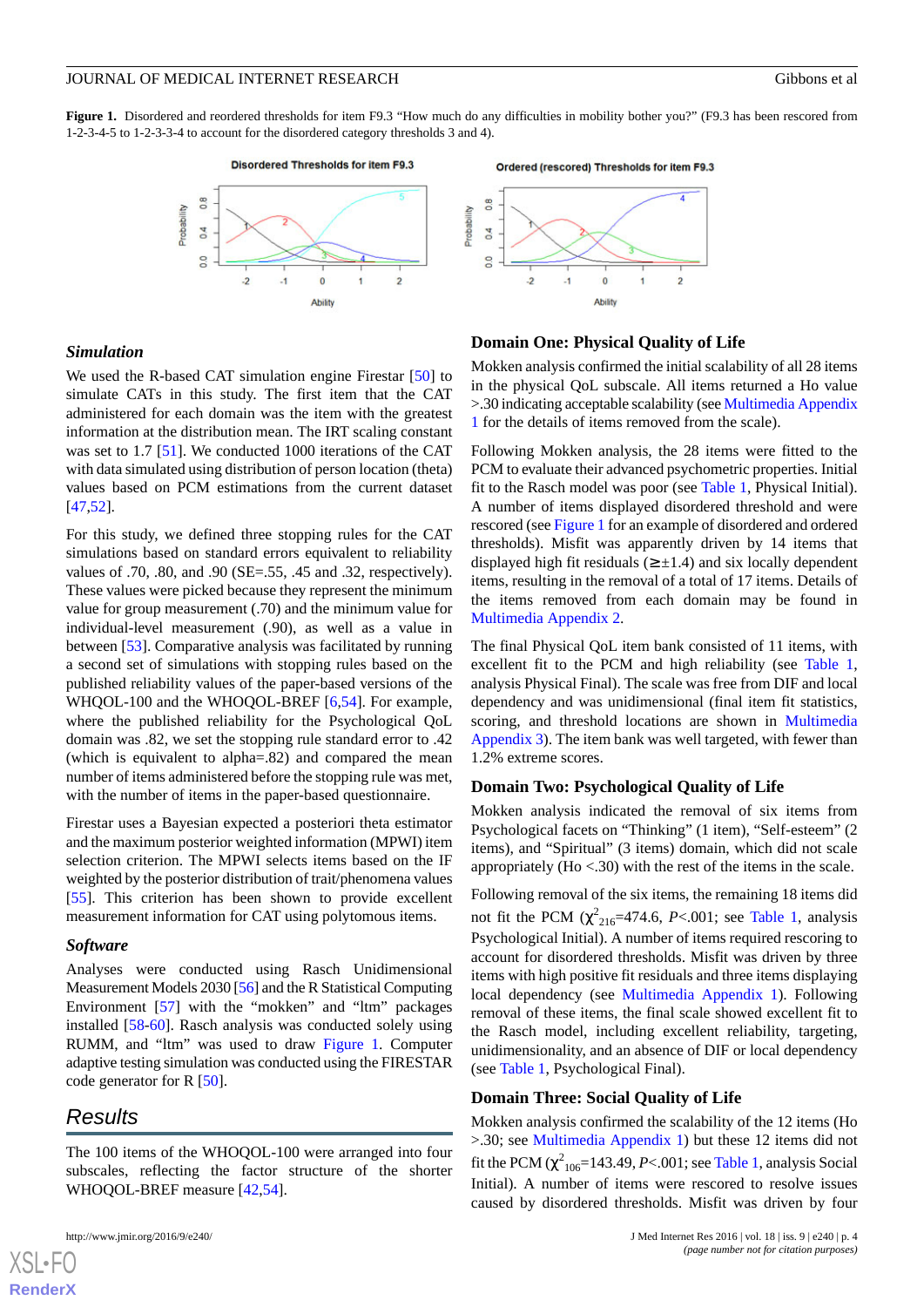**Figure 1.** Disordered and reordered thresholds for item F9.3 "How much do any difficulties in mobility bother you?" (F9.3 has been rescored from 1-2-3-4-5 to 1-2-3-3-4 to account for the disordered category thresholds 3 and 4).

### *Simulation*

We used the R-based CAT simulation engine Firestar [50] to simulate CATs in this study. The first item that the CAT administered for each domain was the item with the greatest information at the distribution mean. The IRT scaling constant was set to 1.7 [51]. We conducted 1000 iterations of the CAT with data simulated using distribution of person location (theta) values based on PCM estimations from the current dataset [47,52].

For this study, we defined three stopping rules for the CAT simulations based on standard errors equivalent to reliability values of .70, .80, and .90 (SE=.55, .45 and .32, respectively). These values were picked because they represent the minimum value for group measurement (.70) and the minimum value for individual-level measurement (.90), as well as a value in between [53]. Comparative analysis was facilitated by running a second set of simulations with stopping rules based on the published reliability values of the paper-based versions of the WHOQOL-100 and the WHOQOL-BREF [6,54]. For example, where the published reliability for the Psychological QoL domain was .82, we set the stopping rule standard error to .42 (which is equivalent to alpha=.82) and compared the mean number of items administered before the stopping rule was met, with the number of items in the paper-based questionnaire.

Firestar uses a Bayesian expected a posteriori theta estimator and the maximum posterior weighted information (MPWI) item selection criterion. The MPWI selects items based on the IF weighted by the posterior distribution of trait/phenomena values [55]. This criterion has been shown to provide excellent measurement information for CAT using polytomous items.

### *Software*

Analyses were conducted using Rasch Unidimensional Measurement Models 2030 [56] and the R Statistical Computing Environment [57] with the "mokken" and "ltm" packages installed [58-60]. Rasch analysis was conducted solely using RUMM, and "ltm" was used to draw Figure 1. Computer adaptive testing simulation was conducted using the FIRESTAR code generator for R [50].

## Results

The 100 items of the WHOQOL-100 were arranged into four subscales, reflecting the factor structure of the shorter WHOQOL-BREF measure [42,54].

### Domain One: Physical Quality of Life

Mokken analysis confirmed the initial scalability of all 28 items in the physical QoL subscale. All items returned a Ho value >.30 indicating acceptable scalability (see Multimedia Appendix 1 for the details of items removed from the scale).

Following Mokken analysis, the 28 items were fitted to the PCM to evaluate their advanced psychometric properties. Initial fit to the Rasch model was poor (see Table 1, Physical Initial). A number of items displayed disordered threshold and were rescored (see Figure 1 for an example of disordered and ordered thresholds). Misfit was apparently driven by 14 items that displayed high fit residuals (≥±1.4) and six locally dependent items, resulting in the removal of a total of 17 items. Details of the items removed from each domain may be found in Multimedia Appendix 2.

The final Physical QoL item bank consisted of 11 items, with excellent fit to the PCM and high reliability (see Table 1, analysis Physical Final). The scale was free from DIF and local dependency and was unidimensional (final item fit statistics, scoring, and threshold locations are shown in Multimedia Appendix 3). The item bank was well targeted, with fewer than 1.2% extreme scores.

### Domain Two: Psychological Quality of Life

Mokken analysis indicated the removal of six items from Psychological facets on "Thinking" (1 item), "Self-esteem" (2 items), and "Spiritual" (3 items) domain, which did not scale appropriately (Ho <.30) with the rest of the items in the scale.

Following removal of the six items, the remaining 18 items did not fit the PCM ($\chi^2_{216}$=474.6, $P$<.001; see Table 1, analysis Psychological Initial). A number of items required rescoring to account for disordered thresholds. Misfit was driven by three items with high positive fit residuals and three items displaying local dependency (see Multimedia Appendix 1). Following removal of these items, the final scale showed excellent fit to the Rasch model, including excellent reliability, targeting, unidimensionality, and an absence of DIF or local dependency (see Table 1, Psychological Final).

### Domain Three: Social Quality of Life

Mokken analysis confirmed the scalability of the 12 items (Ho >.30; see Multimedia Appendix 1) but these 12 items did not fit the PCM ($\chi^2_{106}$=143.49, $P$<.001; see Table 1, analysis Social Initial). A number of items were rescored to resolve issues caused by disordered thresholds. Misfit was driven by four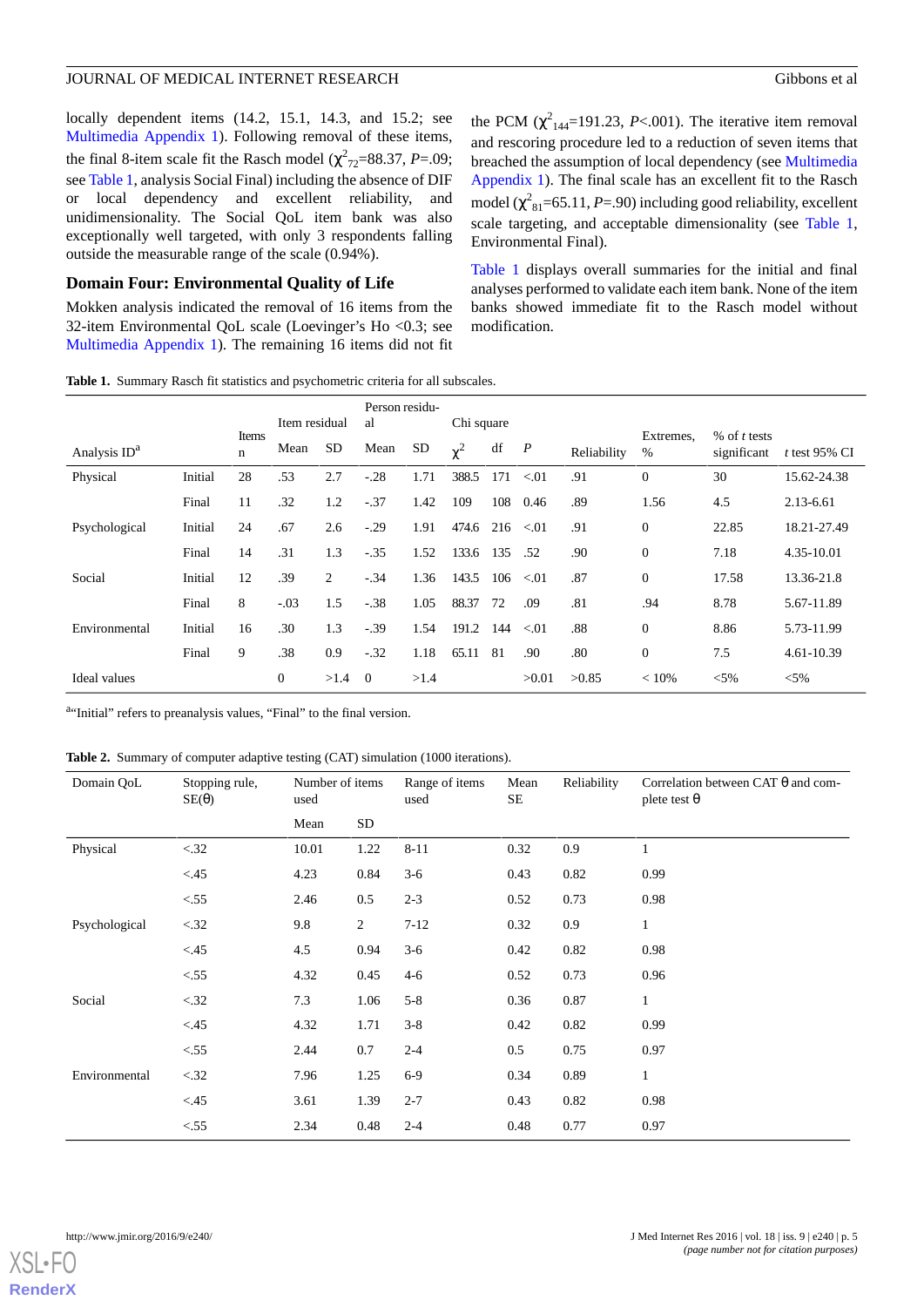locally dependent items (14.2, 15.1, 14.3, and 15.2; see Multimedia Appendix 1). Following removal of these items, the final 8-item scale fit the Rasch model ($\chi^2_{72}$=88.37, *P*=.09; see Table 1, analysis Social Final) including the absence of DIF or local dependency and excellent reliability, and unidimensionality. The Social QoL item bank was also exceptionally well targeted, with only 3 respondents falling outside the measurable range of the scale (0.94%).

## Domain Four: Environmental Quality of Life

Mokken analysis indicated the removal of 16 items from the 32-item Environmental QoL scale (Loevinger's Ho <0.3; see Multimedia Appendix 1). The remaining 16 items did not fit the PCM ($\chi^2_{144}$=191.23, *P*<.001). The iterative item removal and rescoring procedure led to a reduction of seven items that breached the assumption of local dependency (see Multimedia Appendix 1). The final scale has an excellent fit to the Rasch model ($\chi^2_{81}$=65.11, *P*=.90) including good reliability, excellent scale targeting, and acceptable dimensionality (see Table 1, Environmental Final).

Table 1 displays overall summaries for the initial and final analyses performed to validate each item bank. None of the item banks showed immediate fit to the Rasch model without modification.

**Table 1.** Summary Rasch fit statistics and psychometric criteria for all subscales.

| Analysis ID[a] | | Items n | Item residual | | Person residual | | Chi square | | | Reliability | Extremes, % | % of *t* tests significant | *t* test 95% CI |
|---|---|---|---|---|---|---|---|---|---|---|---|---|---|
| | | | Mean | SD | Mean | SD | $\chi^2$ | df | *P* | | | | |
| Physical | Initial | 28 | .53 | 2.7 | -.28 | 1.71 | 388.5 | 171 | <.01 | .91 | 0 | 30 | 15.62-24.38 |
| | Final | 11 | .32 | 1.2 | -.37 | 1.42 | 109 | 108 | 0.46 | .89 | 1.56 | 4.5 | 2.13-6.61 |
| Psychological | Initial | 24 | .67 | 2.6 | -.29 | 1.91 | 474.6 | 216 | <.01 | .91 | 0 | 22.85 | 18.21-27.49 |
| | Final | 14 | .31 | 1.3 | -.35 | 1.52 | 133.6 | 135 | .52 | .90 | 0 | 7.18 | 4.35-10.01 |
| Social | Initial | 12 | .39 | 2 | -.34 | 1.36 | 143.5 | 106 | <.01 | .87 | 0 | 17.58 | 13.36-21.8 |
| | Final | 8 | -.03 | 1.5 | -.38 | 1.05 | 88.37 | 72 | .09 | .81 | .94 | 8.78 | 5.67-11.89 |
| Environmental | Initial | 16 | .30 | 1.3 | -.39 | 1.54 | 191.2 | 144 | <.01 | .88 | 0 | 8.86 | 5.73-11.99 |
| | Final | 9 | .38 | 0.9 | -.32 | 1.18 | 65.11 | 81 | .90 | .80 | 0 | 7.5 | 4.61-10.39 |
| Ideal values | | | 0 | >1.4 | 0 | >1.4 | | | >0.01 | >0.85 | < 10% | <5% | <5% |

[a]"Initial" refers to preanalysis values, "Final" to the final version.

**Table 2.** Summary of computer adaptive testing (CAT) simulation (1000 iterations).

| Domain QoL | Stopping rule, SE(θ) | Number of items used | | Range of items used | Mean SE | Reliability | Correlation between CAT θ and complete test θ |
|---|---|---|---|---|---|---|---|
| | | Mean | SD | | | | |
| Physical | <.32 | 10.01 | 1.22 | 8-11 | 0.32 | 0.9 | 1 |
| | <.45 | 4.23 | 0.84 | 3-6 | 0.43 | 0.82 | 0.99 |
| | <.55 | 2.46 | 0.5 | 2-3 | 0.52 | 0.73 | 0.98 |
| Psychological | <.32 | 9.8 | 2 | 7-12 | 0.32 | 0.9 | 1 |
| | <.45 | 4.5 | 0.94 | 3-6 | 0.42 | 0.82 | 0.98 |
| | <.55 | 4.32 | 0.45 | 4-6 | 0.52 | 0.73 | 0.96 |
| Social | <.32 | 7.3 | 1.06 | 5-8 | 0.36 | 0.87 | 1 |
| | <.45 | 4.32 | 1.71 | 3-8 | 0.42 | 0.82 | 0.99 |
| | <.55 | 2.44 | 0.7 | 2-4 | 0.5 | 0.75 | 0.97 |
| Environmental | <.32 | 7.96 | 1.25 | 6-9 | 0.34 | 0.89 | 1 |
| | <.45 | 3.61 | 1.39 | 2-7 | 0.43 | 0.82 | 0.98 |
| | <.55 | 2.34 | 0.48 | 2-4 | 0.48 | 0.77 | 0.97 |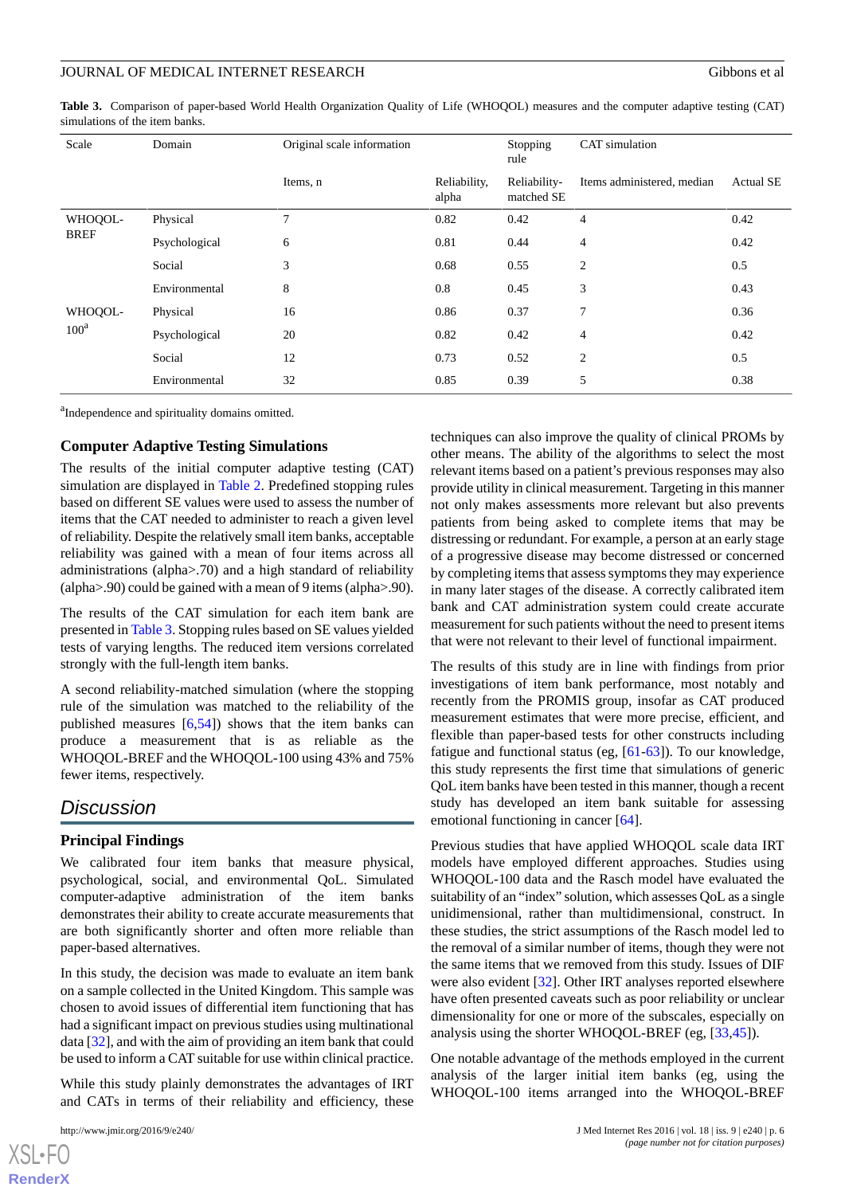**Table 3.** Comparison of paper-based World Health Organization Quality of Life (WHOQOL) measures and the computer adaptive testing (CAT) simulations of the item banks.

| Scale | Domain | Original scale information | | Stopping rule | CAT simulation | |
|---|---|---|---|---|---|---|
| | | Items, n | Reliability, alpha | Reliability-matched SE | Items administered, median | Actual SE |
| WHOQOL-BREF | Physical | 7 | 0.82 | 0.42 | 4 | 0.42 |
| | Psychological | 6 | 0.81 | 0.44 | 4 | 0.42 |
| | Social | 3 | 0.68 | 0.55 | 2 | 0.5 |
| | Environmental | 8 | 0.8 | 0.45 | 3 | 0.43 |
| WHOQOL-100[a] | Physical | 16 | 0.86 | 0.37 | 7 | 0.36 |
| | Psychological | 20 | 0.82 | 0.42 | 4 | 0.42 |
| | Social | 12 | 0.73 | 0.52 | 2 | 0.5 |
| | Environmental | 32 | 0.85 | 0.39 | 5 | 0.38 |

[a]Independence and spirituality domains omitted.

### Computer Adaptive Testing Simulations

The results of the initial computer adaptive testing (CAT) simulation are displayed in Table 2. Predefined stopping rules based on different SE values were used to assess the number of items that the CAT needed to administer to reach a given level of reliability. Despite the relatively small item banks, acceptable reliability was gained with a mean of four items across all administrations (alpha>.70) and a high standard of reliability (alpha>.90) could be gained with a mean of 9 items (alpha>.90).

The results of the CAT simulation for each item bank are presented in Table 3. Stopping rules based on SE values yielded tests of varying lengths. The reduced item versions correlated strongly with the full-length item banks.

A second reliability-matched simulation (where the stopping rule of the simulation was matched to the reliability of the published measures [6,54]) shows that the item banks can produce a measurement that is as reliable as the WHOQOL-BREF and the WHOQOL-100 using 43% and 75% fewer items, respectively.

## Discussion

### Principal Findings

We calibrated four item banks that measure physical, psychological, social, and environmental QoL. Simulated computer-adaptive administration of the item banks demonstrates their ability to create accurate measurements that are both significantly shorter and often more reliable than paper-based alternatives.

In this study, the decision was made to evaluate an item bank on a sample collected in the United Kingdom. This sample was chosen to avoid issues of differential item functioning that has had a significant impact on previous studies using multinational data [32], and with the aim of providing an item bank that could be used to inform a CAT suitable for use within clinical practice.

While this study plainly demonstrates the advantages of IRT and CATs in terms of their reliability and efficiency, these techniques can also improve the quality of clinical PROMs by other means. The ability of the algorithms to select the most relevant items based on a patient's previous responses may also provide utility in clinical measurement. Targeting in this manner not only makes assessments more relevant but also prevents patients from being asked to complete items that may be distressing or redundant. For example, a person at an early stage of a progressive disease may become distressed or concerned by completing items that assess symptoms they may experience in many later stages of the disease. A correctly calibrated item bank and CAT administration system could create accurate measurement for such patients without the need to present items that were not relevant to their level of functional impairment.

The results of this study are in line with findings from prior investigations of item bank performance, most notably and recently from the PROMIS group, insofar as CAT produced measurement estimates that were more precise, efficient, and flexible than paper-based tests for other constructs including fatigue and functional status (eg, [61-63]). To our knowledge, this study represents the first time that simulations of generic QoL item banks have been tested in this manner, though a recent study has developed an item bank suitable for assessing emotional functioning in cancer [64].

Previous studies that have applied WHOQOL scale data IRT models have employed different approaches. Studies using WHOQOL-100 data and the Rasch model have evaluated the suitability of an "index" solution, which assesses QoL as a single unidimensional, rather than multidimensional, construct. In these studies, the strict assumptions of the Rasch model led to the removal of a similar number of items, though they were not the same items that we removed from this study. Issues of DIF were also evident [32]. Other IRT analyses reported elsewhere have often presented caveats such as poor reliability or unclear dimensionality for one or more of the subscales, especially on analysis using the shorter WHOQOL-BREF (eg, [33,45]).

One notable advantage of the methods employed in the current analysis of the larger initial item banks (eg, using the WHOQOL-100 items arranged into the WHOQOL-BREF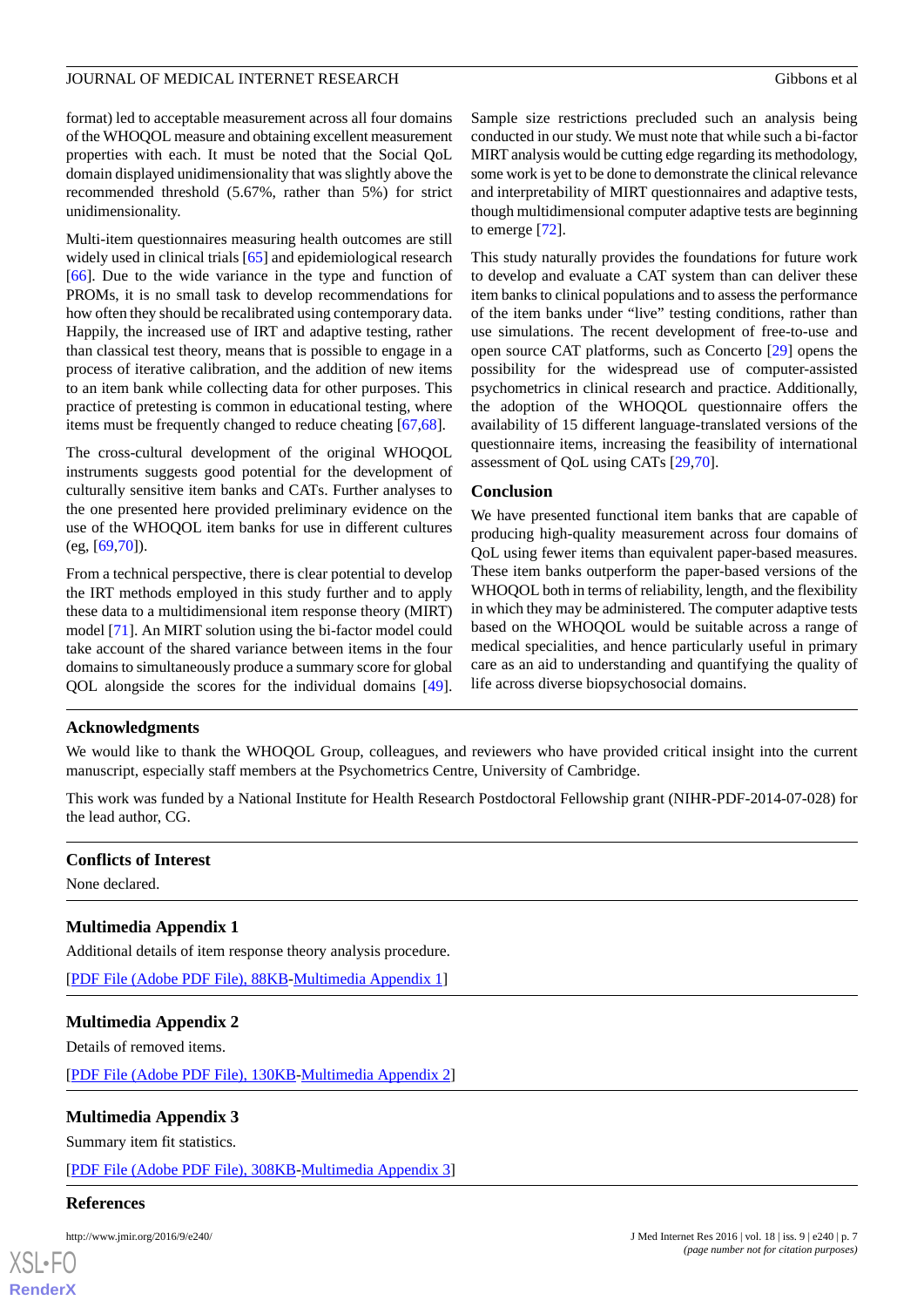format) led to acceptable measurement across all four domains of the WHOQOL measure and obtaining excellent measurement properties with each. It must be noted that the Social QoL domain displayed unidimensionality that was slightly above the recommended threshold (5.67%, rather than 5%) for strict unidimensionality.

Multi-item questionnaires measuring health outcomes are still widely used in clinical trials [65] and epidemiological research [66]. Due to the wide variance in the type and function of PROMs, it is no small task to develop recommendations for how often they should be recalibrated using contemporary data. Happily, the increased use of IRT and adaptive testing, rather than classical test theory, means that is possible to engage in a process of iterative calibration, and the addition of new items to an item bank while collecting data for other purposes. This practice of pretesting is common in educational testing, where items must be frequently changed to reduce cheating [67,68].

The cross-cultural development of the original WHOQOL instruments suggests good potential for the development of culturally sensitive item banks and CATs. Further analyses to the one presented here provided preliminary evidence on the use of the WHOQOL item banks for use in different cultures (eg, [69,70]).

From a technical perspective, there is clear potential to develop the IRT methods employed in this study further and to apply these data to a multidimensional item response theory (MIRT) model [71]. An MIRT solution using the bi-factor model could take account of the shared variance between items in the four domains to simultaneously produce a summary score for global QOL alongside the scores for the individual domains [49]. Sample size restrictions precluded such an analysis being conducted in our study. We must note that while such a bi-factor MIRT analysis would be cutting edge regarding its methodology, some work is yet to be done to demonstrate the clinical relevance and interpretability of MIRT questionnaires and adaptive tests, though multidimensional computer adaptive tests are beginning to emerge [72].

This study naturally provides the foundations for future work to develop and evaluate a CAT system than can deliver these item banks to clinical populations and to assess the performance of the item banks under "live" testing conditions, rather than use simulations. The recent development of free-to-use and open source CAT platforms, such as Concerto [29] opens the possibility for the widespread use of computer-assisted psychometrics in clinical research and practice. Additionally, the adoption of the WHOQOL questionnaire offers the availability of 15 different language-translated versions of the questionnaire items, increasing the feasibility of international assessment of QoL using CATs [29,70].

## Conclusion

We have presented functional item banks that are capable of producing high-quality measurement across four domains of QoL using fewer items than equivalent paper-based measures. These item banks outperform the paper-based versions of the WHOQOL both in terms of reliability, length, and the flexibility in which they may be administered. The computer adaptive tests based on the WHOQOL would be suitable across a range of medical specialities, and hence particularly useful in primary care as an aid to understanding and quantifying the quality of life across diverse biopsychosocial domains.

## Acknowledgments

We would like to thank the WHOQOL Group, colleagues, and reviewers who have provided critical insight into the current manuscript, especially staff members at the Psychometrics Centre, University of Cambridge.

This work was funded by a National Institute for Health Research Postdoctoral Fellowship grant (NIHR-PDF-2014-07-028) for the lead author, CG.

## Conflicts of Interest

None declared.

## Multimedia Appendix 1

Additional details of item response theory analysis procedure.

[PDF File (Adobe PDF File), 88KB-Multimedia Appendix 1]

## Multimedia Appendix 2

Details of removed items.

[PDF File (Adobe PDF File), 130KB-Multimedia Appendix 2]

## Multimedia Appendix 3

Summary item fit statistics.

[PDF File (Adobe PDF File), 308KB-Multimedia Appendix 3]

## References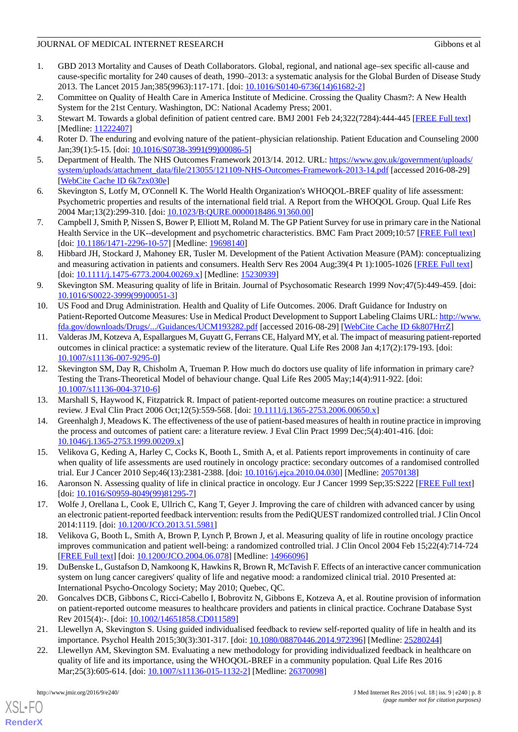1. GBD 2013 Mortality and Causes of Death Collaborators. Global, regional, and national age–sex specific all-cause and cause-specific mortality for 240 causes of death, 1990–2013: a systematic analysis for the Global Burden of Disease Study 2013. The Lancet 2015 Jan;385(9963):117-171. [doi: 10.1016/S0140-6736(14)61682-2]
2. Committee on Quality of Health Care in America Institute of Medicine. Crossing the Quality Chasm?: A New Health System for the 21st Century. Washington, DC: National Academy Press; 2001.
3. Stewart M. Towards a global definition of patient centred care. BMJ 2001 Feb 24;322(7284):444-445 [FREE Full text] [Medline: 11222407]
4. Roter D. The enduring and evolving nature of the patient–physician relationship. Patient Education and Counseling 2000 Jan;39(1):5-15. [doi: 10.1016/S0738-3991(99)00086-5]
5. Department of Health. The NHS Outcomes Framework 2013/14. 2012. URL: https://www.gov.uk/government/uploads/system/uploads/attachment_data/file/213055/121109-NHS-Outcomes-Framework-2013-14.pdf [accessed 2016-08-29] [WebCite Cache ID 6k7zx030e]
6. Skevington S, Lotfy M, O'Connell K. The World Health Organization's WHOQOL-BREF quality of life assessment: Psychometric properties and results of the international field trial. A Report from the WHOQOL Group. Qual Life Res 2004 Mar;13(2):299-310. [doi: 10.1023/B:QURE.0000018486.91360.00]
7. Campbell J, Smith P, Nissen S, Bower P, Elliott M, Roland M. The GP Patient Survey for use in primary care in the National Health Service in the UK--development and psychometric characteristics. BMC Fam Pract 2009;10:57 [FREE Full text] [doi: 10.1186/1471-2296-10-57] [Medline: 19698140]
8. Hibbard JH, Stockard J, Mahoney ER, Tusler M. Development of the Patient Activation Measure (PAM): conceptualizing and measuring activation in patients and consumers. Health Serv Res 2004 Aug;39(4 Pt 1):1005-1026 [FREE Full text] [doi: 10.1111/j.1475-6773.2004.00269.x] [Medline: 15230939]
9. Skevington SM. Measuring quality of life in Britain. Journal of Psychosomatic Research 1999 Nov;47(5):449-459. [doi: 10.1016/S0022-3999(99)00051-3]
10. US Food and Drug Administration. Health and Quality of Life Outcomes. 2006. Draft Guidance for Industry on Patient-Reported Outcome Measures: Use in Medical Product Development to Support Labeling Claims URL: http://www.fda.gov/downloads/Drugs/.../Guidances/UCM193282.pdf [accessed 2016-08-29] [WebCite Cache ID 6k807HrrZ]
11. Valderas JM, Kotzeva A, Espallargues M, Guyatt G, Ferrans CE, Halyard MY, et al. The impact of measuring patient-reported outcomes in clinical practice: a systematic review of the literature. Qual Life Res 2008 Jan 4;17(2):179-193. [doi: 10.1007/s11136-007-9295-0]
12. Skevington SM, Day R, Chisholm A, Trueman P. How much do doctors use quality of life information in primary care? Testing the Trans-Theoretical Model of behaviour change. Qual Life Res 2005 May;14(4):911-922. [doi: 10.1007/s11136-004-3710-6]
13. Marshall S, Haywood K, Fitzpatrick R. Impact of patient-reported outcome measures on routine practice: a structured review. J Eval Clin Pract 2006 Oct;12(5):559-568. [doi: 10.1111/j.1365-2753.2006.00650.x]
14. Greenhalgh J, Meadows K. The effectiveness of the use of patient-based measures of health in routine practice in improving the process and outcomes of patient care: a literature review. J Eval Clin Pract 1999 Dec;5(4):401-416. [doi: 10.1046/j.1365-2753.1999.00209.x]
15. Velikova G, Keding A, Harley C, Cocks K, Booth L, Smith A, et al. Patients report improvements in continuity of care when quality of life assessments are used routinely in oncology practice: secondary outcomes of a randomised controlled trial. Eur J Cancer 2010 Sep;46(13):2381-2388. [doi: 10.1016/j.ejca.2010.04.030] [Medline: 20570138]
16. Aaronson N. Assessing quality of life in clinical practice in oncology. Eur J Cancer 1999 Sep;35:S222 [FREE Full text] [doi: 10.1016/S0959-8049(99)81295-7]
17. Wolfe J, Orellana L, Cook E, Ullrich C, Kang T, Geyer J. Improving the care of children with advanced cancer by using an electronic patient-reported feedback intervention: results from the PediQUEST randomized controlled trial. J Clin Oncol 2014:1119. [doi: 10.1200/JCO.2013.51.5981]
18. Velikova G, Booth L, Smith A, Brown P, Lynch P, Brown J, et al. Measuring quality of life in routine oncology practice improves communication and patient well-being: a randomized controlled trial. J Clin Oncol 2004 Feb 15;22(4):714-724 [FREE Full text] [doi: 10.1200/JCO.2004.06.078] [Medline: 14966096]
19. DuBenske L, Gustafson D, Namkoong K, Hawkins R, Brown R, McTavish F. Effects of an interactive cancer communication system on lung cancer caregivers' quality of life and negative mood: a randomized clinical trial. 2010 Presented at: International Psycho-Oncology Society; May 2010; Quebec, QC.
20. Goncalves DCB, Gibbons C, Ricci-Cabello I, Bobrovitz N, Gibbons E, Kotzeva A, et al. Routine provision of information on patient-reported outcome measures to healthcare providers and patients in clinical practice. Cochrane Database Syst Rev 2015(4):-. [doi: 10.1002/14651858.CD011589]
21. Llewellyn A, Skevington S. Using guided individualised feedback to review self-reported quality of life in health and its importance. Psychol Health 2015;30(3):301-317. [doi: 10.1080/08870446.2014.972396] [Medline: 25280244]
22. Llewellyn AM, Skevington SM. Evaluating a new methodology for providing individualized feedback in healthcare on quality of life and its importance, using the WHOQOL-BREF in a community population. Qual Life Res 2016 Mar;25(3):605-614. [doi: 10.1007/s11136-015-1132-2] [Medline: 26370098]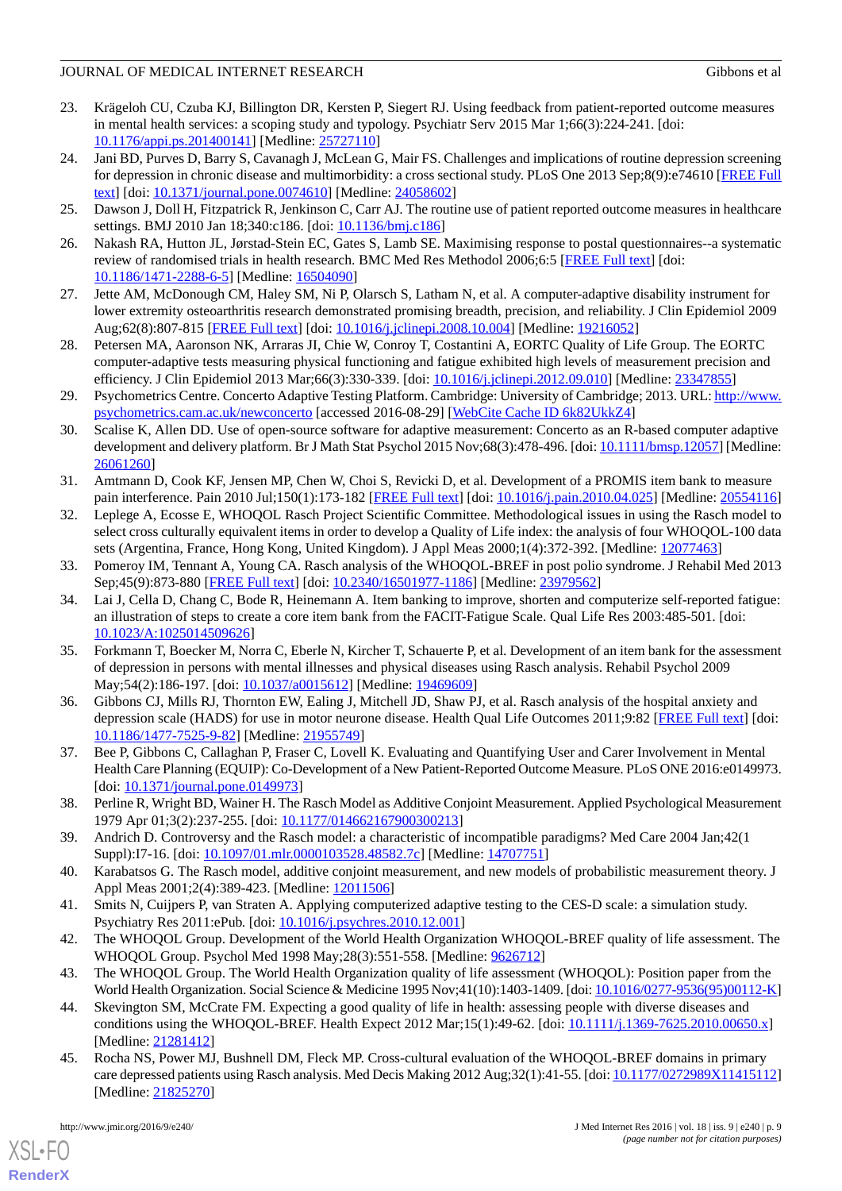23. Krägeloh CU, Czuba KJ, Billington DR, Kersten P, Siegert RJ. Using feedback from patient-reported outcome measures in mental health services: a scoping study and typology. Psychiatr Serv 2015 Mar 1;66(3):224-241. [doi: 10.1176/appi.ps.201400141] [Medline: 25727110]
24. Jani BD, Purves D, Barry S, Cavanagh J, McLean G, Mair FS. Challenges and implications of routine depression screening for depression in chronic disease and multimorbidity: a cross sectional study. PLoS One 2013 Sep;8(9):e74610 [FREE Full text] [doi: 10.1371/journal.pone.0074610] [Medline: 24058602]
25. Dawson J, Doll H, Fitzpatrick R, Jenkinson C, Carr AJ. The routine use of patient reported outcome measures in healthcare settings. BMJ 2010 Jan 18;340:c186. [doi: 10.1136/bmj.c186]
26. Nakash RA, Hutton JL, Jørstad-Stein EC, Gates S, Lamb SE. Maximising response to postal questionnaires--a systematic review of randomised trials in health research. BMC Med Res Methodol 2006;6:5 [FREE Full text] [doi: 10.1186/1471-2288-6-5] [Medline: 16504090]
27. Jette AM, McDonough CM, Haley SM, Ni P, Olarsch S, Latham N, et al. A computer-adaptive disability instrument for lower extremity osteoarthritis research demonstrated promising breadth, precision, and reliability. J Clin Epidemiol 2009 Aug;62(8):807-815 [FREE Full text] [doi: 10.1016/j.jclinepi.2008.10.004] [Medline: 19216052]
28. Petersen MA, Aaronson NK, Arraras JI, Chie W, Conroy T, Costantini A, EORTC Quality of Life Group. The EORTC computer-adaptive tests measuring physical functioning and fatigue exhibited high levels of measurement precision and efficiency. J Clin Epidemiol 2013 Mar;66(3):330-339. [doi: 10.1016/j.jclinepi.2012.09.010] [Medline: 23347855]
29. Psychometrics Centre. Concerto Adaptive Testing Platform. Cambridge: University of Cambridge; 2013. URL: http://www.psychometrics.cam.ac.uk/newconcerto [accessed 2016-08-29] [WebCite Cache ID 6k82UkkZ4]
30. Scalise K, Allen DD. Use of open-source software for adaptive measurement: Concerto as an R-based computer adaptive development and delivery platform. Br J Math Stat Psychol 2015 Nov;68(3):478-496. [doi: 10.1111/bmsp.12057] [Medline: 26061260]
31. Amtmann D, Cook KF, Jensen MP, Chen W, Choi S, Revicki D, et al. Development of a PROMIS item bank to measure pain interference. Pain 2010 Jul;150(1):173-182 [FREE Full text] [doi: 10.1016/j.pain.2010.04.025] [Medline: 20554116]
32. Leplege A, Ecosse E, WHOQOL Rasch Project Scientific Committee. Methodological issues in using the Rasch model to select cross culturally equivalent items in order to develop a Quality of Life index: the analysis of four WHOQOL-100 data sets (Argentina, France, Hong Kong, United Kingdom). J Appl Meas 2000;1(4):372-392. [Medline: 12077463]
33. Pomeroy IM, Tennant A, Young CA. Rasch analysis of the WHOQOL-BREF in post polio syndrome. J Rehabil Med 2013 Sep;45(9):873-880 [FREE Full text] [doi: 10.2340/16501977-1186] [Medline: 23979562]
34. Lai J, Cella D, Chang C, Bode R, Heinemann A. Item banking to improve, shorten and computerize self-reported fatigue: an illustration of steps to create a core item bank from the FACIT-Fatigue Scale. Qual Life Res 2003:485-501. [doi: 10.1023/A:1025014509626]
35. Forkmann T, Boecker M, Norra C, Eberle N, Kircher T, Schauerte P, et al. Development of an item bank for the assessment of depression in persons with mental illnesses and physical diseases using Rasch analysis. Rehabil Psychol 2009 May;54(2):186-197. [doi: 10.1037/a0015612] [Medline: 19469609]
36. Gibbons CJ, Mills RJ, Thornton EW, Ealing J, Mitchell JD, Shaw PJ, et al. Rasch analysis of the hospital anxiety and depression scale (HADS) for use in motor neurone disease. Health Qual Life Outcomes 2011;9:82 [FREE Full text] [doi: 10.1186/1477-7525-9-82] [Medline: 21955749]
37. Bee P, Gibbons C, Callaghan P, Fraser C, Lovell K. Evaluating and Quantifying User and Carer Involvement in Mental Health Care Planning (EQUIP): Co-Development of a New Patient-Reported Outcome Measure. PLoS ONE 2016:e0149973. [doi: 10.1371/journal.pone.0149973]
38. Perline R, Wright BD, Wainer H. The Rasch Model as Additive Conjoint Measurement. Applied Psychological Measurement 1979 Apr 01;3(2):237-255. [doi: 10.1177/014662167900300213]
39. Andrich D. Controversy and the Rasch model: a characteristic of incompatible paradigms? Med Care 2004 Jan;42(1 Suppl):I7-16. [doi: 10.1097/01.mlr.0000103528.48582.7c] [Medline: 14707751]
40. Karabatsos G. The Rasch model, additive conjoint measurement, and new models of probabilistic measurement theory. J Appl Meas 2001;2(4):389-423. [Medline: 12011506]
41. Smits N, Cuijpers P, van Straten A. Applying computerized adaptive testing to the CES-D scale: a simulation study. Psychiatry Res 2011:ePub. [doi: 10.1016/j.psychres.2010.12.001]
42. The WHOQOL Group. Development of the World Health Organization WHOQOL-BREF quality of life assessment. The WHOQOL Group. Psychol Med 1998 May;28(3):551-558. [Medline: 9626712]
43. The WHOQOL Group. The World Health Organization quality of life assessment (WHOQOL): Position paper from the World Health Organization. Social Science & Medicine 1995 Nov;41(10):1403-1409. [doi: 10.1016/0277-9536(95)00112-K]
44. Skevington SM, McCrate FM. Expecting a good quality of life in health: assessing people with diverse diseases and conditions using the WHOQOL-BREF. Health Expect 2012 Mar;15(1):49-62. [doi: 10.1111/j.1369-7625.2010.00650.x] [Medline: 21281412]
45. Rocha NS, Power MJ, Bushnell DM, Fleck MP. Cross-cultural evaluation of the WHOQOL-BREF domains in primary care depressed patients using Rasch analysis. Med Decis Making 2012 Aug;32(1):41-55. [doi: 10.1177/0272989X11415112] [Medline: 21825270]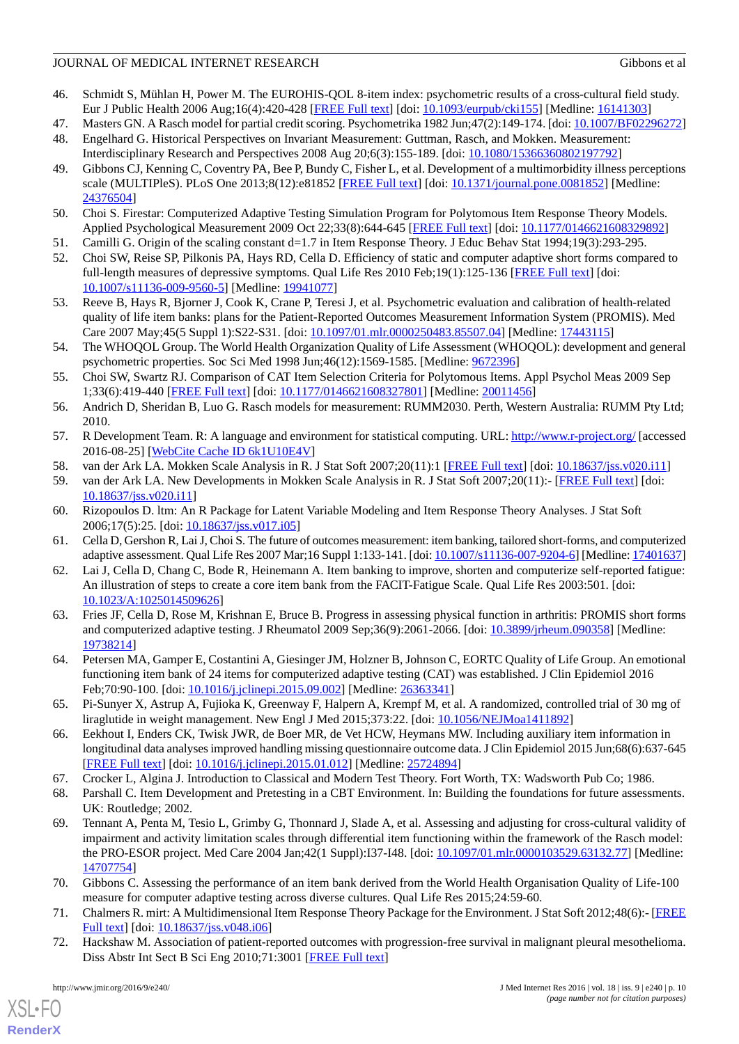46. Schmidt S, Mühlan H, Power M. The EUROHIS-QOL 8-item index: psychometric results of a cross-cultural field study. Eur J Public Health 2006 Aug;16(4):420-428 [FREE Full text] [doi: 10.1093/eurpub/cki155] [Medline: 16141303]
47. Masters GN. A Rasch model for partial credit scoring. Psychometrika 1982 Jun;47(2):149-174. [doi: 10.1007/BF02296272]
48. Engelhard G. Historical Perspectives on Invariant Measurement: Guttman, Rasch, and Mokken. Measurement: Interdisciplinary Research and Perspectives 2008 Aug 20;6(3):155-189. [doi: 10.1080/15366360802197792]
49. Gibbons CJ, Kenning C, Coventry PA, Bee P, Bundy C, Fisher L, et al. Development of a multimorbidity illness perceptions scale (MULTIPleS). PLoS One 2013;8(12):e81852 [FREE Full text] [doi: 10.1371/journal.pone.0081852] [Medline: 24376504]
50. Choi S. Firestar: Computerized Adaptive Testing Simulation Program for Polytomous Item Response Theory Models. Applied Psychological Measurement 2009 Oct 22;33(8):644-645 [FREE Full text] [doi: 10.1177/0146621608329892]
51. Camilli G. Origin of the scaling constant d=1.7 in Item Response Theory. J Educ Behav Stat 1994;19(3):293-295.
52. Choi SW, Reise SP, Pilkonis PA, Hays RD, Cella D. Efficiency of static and computer adaptive short forms compared to full-length measures of depressive symptoms. Qual Life Res 2010 Feb;19(1):125-136 [FREE Full text] [doi: 10.1007/s11136-009-9560-5] [Medline: 19941077]
53. Reeve B, Hays R, Bjorner J, Cook K, Crane P, Teresi J, et al. Psychometric evaluation and calibration of health-related quality of life item banks: plans for the Patient-Reported Outcomes Measurement Information System (PROMIS). Med Care 2007 May;45(5 Suppl 1):S22-S31. [doi: 10.1097/01.mlr.0000250483.85507.04] [Medline: 17443115]
54. The WHOQOL Group. The World Health Organization Quality of Life Assessment (WHOQOL): development and general psychometric properties. Soc Sci Med 1998 Jun;46(12):1569-1585. [Medline: 9672396]
55. Choi SW, Swartz RJ. Comparison of CAT Item Selection Criteria for Polytomous Items. Appl Psychol Meas 2009 Sep 1;33(6):419-440 [FREE Full text] [doi: 10.1177/0146621608327801] [Medline: 20011456]
56. Andrich D, Sheridan B, Luo G. Rasch models for measurement: RUMM2030. Perth, Western Australia: RUMM Pty Ltd; 2010.
57. R Development Team. R: A language and environment for statistical computing. URL: http://www.r-project.org/ [accessed 2016-08-25] [WebCite Cache ID 6k1U10E4V]
58. van der Ark LA. Mokken Scale Analysis in R. J Stat Soft 2007;20(11):1 [FREE Full text] [doi: 10.18637/jss.v020.i11]
59. van der Ark LA. New Developments in Mokken Scale Analysis in R. J Stat Soft 2007;20(11):- [FREE Full text] [doi: 10.18637/jss.v020.i11]
60. Rizopoulos D. ltm: An R Package for Latent Variable Modeling and Item Response Theory Analyses. J Stat Soft 2006;17(5):25. [doi: 10.18637/jss.v017.i05]
61. Cella D, Gershon R, Lai J, Choi S. The future of outcomes measurement: item banking, tailored short-forms, and computerized adaptive assessment. Qual Life Res 2007 Mar;16 Suppl 1:133-141. [doi: 10.1007/s11136-007-9204-6] [Medline: 17401637]
62. Lai J, Cella D, Chang C, Bode R, Heinemann A. Item banking to improve, shorten and computerize self-reported fatigue: An illustration of steps to create a core item bank from the FACIT-Fatigue Scale. Qual Life Res 2003:501. [doi: 10.1023/A:1025014509626]
63. Fries JF, Cella D, Rose M, Krishnan E, Bruce B. Progress in assessing physical function in arthritis: PROMIS short forms and computerized adaptive testing. J Rheumatol 2009 Sep;36(9):2061-2066. [doi: 10.3899/jrheum.090358] [Medline: 19738214]
64. Petersen MA, Gamper E, Costantini A, Giesinger JM, Holzner B, Johnson C, EORTC Quality of Life Group. An emotional functioning item bank of 24 items for computerized adaptive testing (CAT) was established. J Clin Epidemiol 2016 Feb;70:90-100. [doi: 10.1016/j.jclinepi.2015.09.002] [Medline: 26363341]
65. Pi-Sunyer X, Astrup A, Fujioka K, Greenway F, Halpern A, Krempf M, et al. A randomized, controlled trial of 30 mg of liraglutide in weight management. New Engl J Med 2015;373:22. [doi: 10.1056/NEJMoa1411892]
66. Eekhout I, Enders CK, Twisk JWR, de Boer MR, de Vet HCW, Heymans MW. Including auxiliary item information in longitudinal data analyses improved handling missing questionnaire outcome data. J Clin Epidemiol 2015 Jun;68(6):637-645 [FREE Full text] [doi: 10.1016/j.jclinepi.2015.01.012] [Medline: 25724894]
67. Crocker L, Algina J. Introduction to Classical and Modern Test Theory. Fort Worth, TX: Wadsworth Pub Co; 1986.
68. Parshall C. Item Development and Pretesting in a CBT Environment. In: Building the foundations for future assessments. UK: Routledge; 2002.
69. Tennant A, Penta M, Tesio L, Grimby G, Thonnard J, Slade A, et al. Assessing and adjusting for cross-cultural validity of impairment and activity limitation scales through differential item functioning within the framework of the Rasch model: the PRO-ESOR project. Med Care 2004 Jan;42(1 Suppl):I37-I48. [doi: 10.1097/01.mlr.0000103529.63132.77] [Medline: 14707754]
70. Gibbons C. Assessing the performance of an item bank derived from the World Health Organisation Quality of Life-100 measure for computer adaptive testing across diverse cultures. Qual Life Res 2015;24:59-60.
71. Chalmers R. mirt: A Multidimensional Item Response Theory Package for the Environment. J Stat Soft 2012;48(6):- [FREE Full text] [doi: 10.18637/jss.v048.i06]
72. Hackshaw M. Association of patient-reported outcomes with progression-free survival in malignant pleural mesothelioma. Diss Abstr Int Sect B Sci Eng 2010;71:3001 [FREE Full text]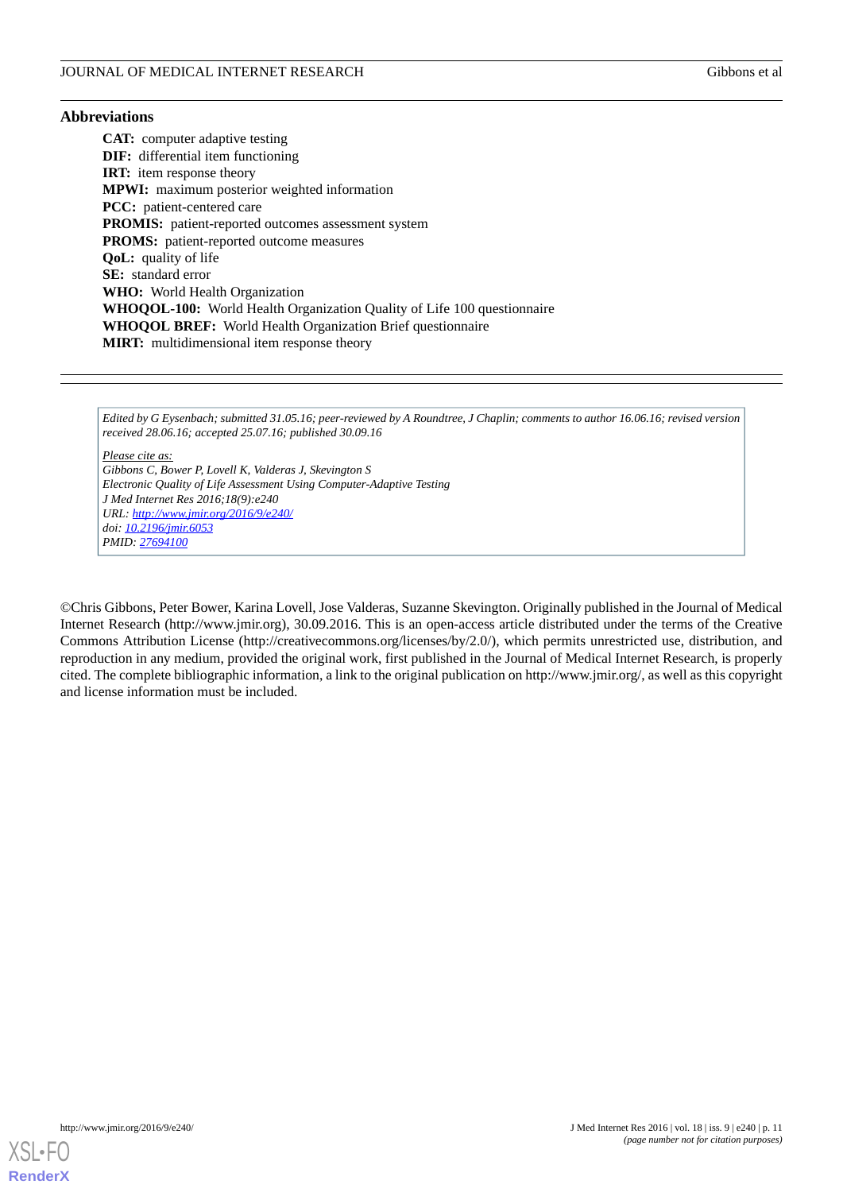## Abbreviations

**CAT:** computer adaptive testing
**DIF:** differential item functioning
**IRT:** item response theory
**MPWI:** maximum posterior weighted information
**PCC:** patient-centered care
**PROMIS:** patient-reported outcomes assessment system
**PROMS:** patient-reported outcome measures
**QoL:** quality of life
**SE:** standard error
**WHO:** World Health Organization
**WHOQOL-100:** World Health Organization Quality of Life 100 questionnaire
**WHOQOL BREF:** World Health Organization Brief questionnaire
**MIRT:** multidimensional item response theory

*Edited by G Eysenbach; submitted 31.05.16; peer-reviewed by A Roundtree, J Chaplin; comments to author 16.06.16; revised version received 28.06.16; accepted 25.07.16; published 30.09.16*

*Please cite as:*
*Gibbons C, Bower P, Lovell K, Valderas J, Skevington S*
*Electronic Quality of Life Assessment Using Computer-Adaptive Testing*
*J Med Internet Res 2016;18(9):e240*
*URL: http://www.jmir.org/2016/9/e240/*
*doi: 10.2196/jmir.6053*
*PMID: 27694100*

©Chris Gibbons, Peter Bower, Karina Lovell, Jose Valderas, Suzanne Skevington. Originally published in the Journal of Medical Internet Research (http://www.jmir.org), 30.09.2016. This is an open-access article distributed under the terms of the Creative Commons Attribution License (http://creativecommons.org/licenses/by/2.0/), which permits unrestricted use, distribution, and reproduction in any medium, provided the original work, first published in the Journal of Medical Internet Research, is properly cited. The complete bibliographic information, a link to the original publication on http://www.jmir.org/, as well as this copyright and license information must be included.